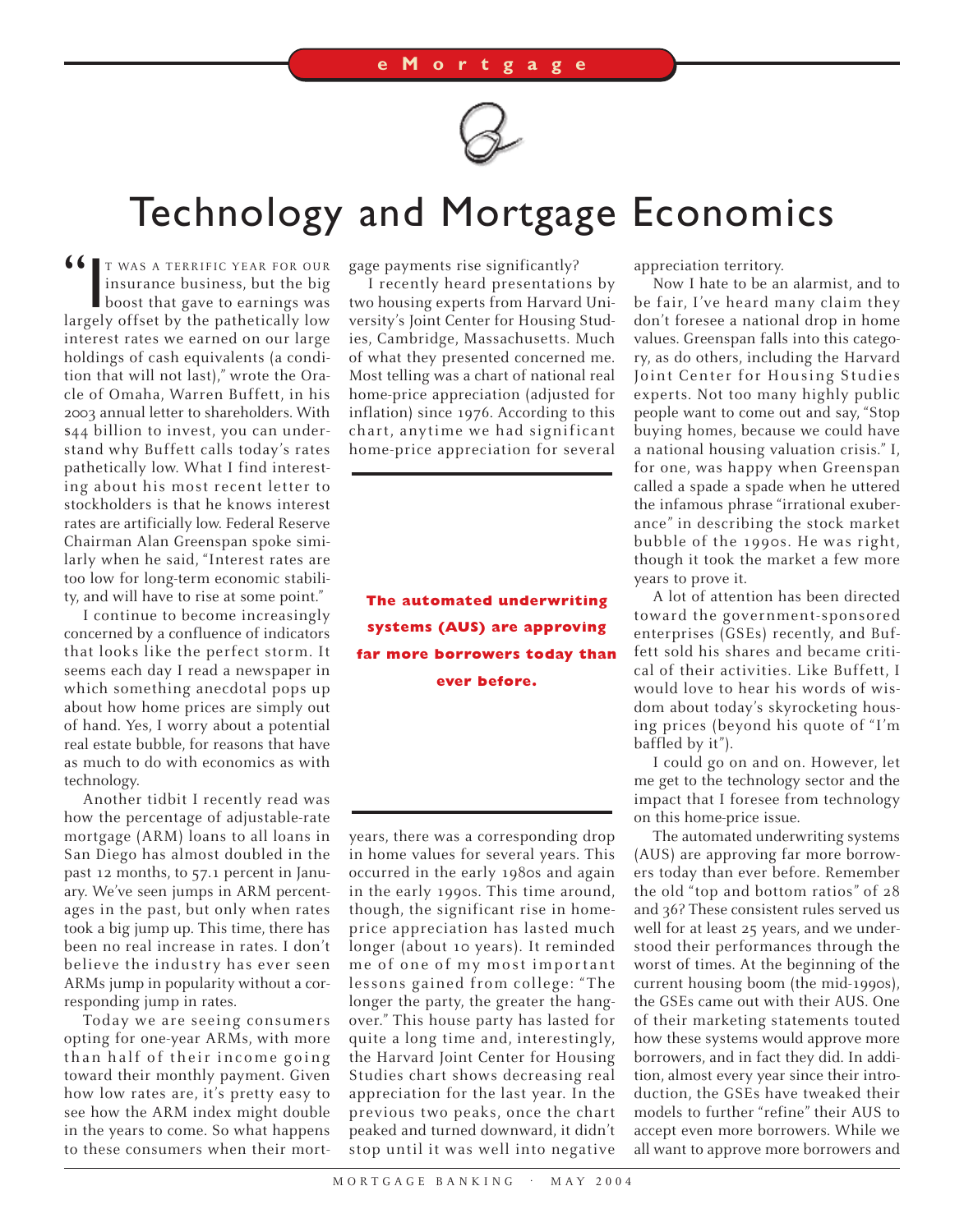# Technology and Mortgage Economics

"It was a terrific year for our insurance business, but the big boost that gave to earnings was largely offset by the pathetically low interest rates we earned on our large holdings of cash equivalents (a condition that will not last)," wrote the Oracle of Omaha, Warren Buffett, in his 2003 annual letter to shareholders. With $44 billion to invest, you can understand why Buffett calls today's rates pathetically low. What I find interesting about his most recent letter to stockholders is that he knows interest rates are artificially low. Federal Reserve Chairman Alan Greenspan spoke similarly when he said, "Interest rates are too low for long-term economic stability, and will have to rise at some point."

I continue to become increasingly concerned by a confluence of indicators that looks like the perfect storm. It seems each day I read a newspaper in which something anecdotal pops up about how home prices are simply out of hand. Yes, I worry about a potential real estate bubble, for reasons that have as much to do with economics as with technology.

Another tidbit I recently read was how the percentage of adjustable-rate mortgage (ARM) loans to all loans in San Diego has almost doubled in the past 12 months, to 57.1 percent in January. We've seen jumps in ARM percentages in the past, but only when rates took a big jump up. This time, there has been no real increase in rates. I don't believe the industry has ever seen ARMs jump in popularity without a corresponding jump in rates.

Today we are seeing consumers opting for one-year ARMs, with more than half of their income going toward their monthly payment. Given how low rates are, it's pretty easy to see how the ARM index might double in the years to come. So what happens to these consumers when their mortgage payments rise significantly?

I recently heard presentations by two housing experts from Harvard University's Joint Center for Housing Studies, Cambridge, Massachusetts. Much of what they presented concerned me. Most telling was a chart of national real home-price appreciation (adjusted for inflation) since 1976. According to this chart, anytime we had significant home-price appreciation for several years, there was a corresponding drop in home values for several years. This occurred in the early 1980s and again in the early 1990s. This time around, though, the significant rise in home-price appreciation has lasted much longer (about 10 years). It reminded me of one of my most important lessons gained from college: "The longer the party, the greater the hangover." This house party has lasted for quite a long time and, interestingly, the Harvard Joint Center for Housing Studies chart shows decreasing real appreciation for the last year. In the previous two peaks, once the chart peaked and turned downward, it didn't stop until it was well into negative appreciation territory.

**The automated underwriting systems (AUS) are approving far more borrowers today than ever before.**

Now I hate to be an alarmist, and to be fair, I've heard many claim they don't foresee a national drop in home values. Greenspan falls into this category, as do others, including the Harvard Joint Center for Housing Studies experts. Not too many highly public people want to come out and say, "Stop buying homes, because we could have a national housing valuation crisis." I, for one, was happy when Greenspan called a spade a spade when he uttered the infamous phrase "irrational exuberance" in describing the stock market bubble of the 1990s. He was right, though it took the market a few more years to prove it.

A lot of attention has been directed toward the government-sponsored enterprises (GSEs) recently, and Buffett sold his shares and became critical of their activities. Like Buffett, I would love to hear his words of wisdom about today's skyrocketing housing prices (beyond his quote of "I'm baffled by it").

I could go on and on. However, let me get to the technology sector and the impact that I foresee from technology on this home-price issue.

The automated underwriting systems (AUS) are approving far more borrowers today than ever before. Remember the old "top and bottom ratios" of 28 and 36? These consistent rules served us well for at least 25 years, and we understood their performances through the worst of times. At the beginning of the current housing boom (the mid-1990s), the GSEs came out with their AUS. One of their marketing statements touted how these systems would approve more borrowers, and in fact they did. In addition, almost every year since their introduction, the GSEs have tweaked their models to further "refine" their AUS to accept even more borrowers. While we all want to approve more borrowers and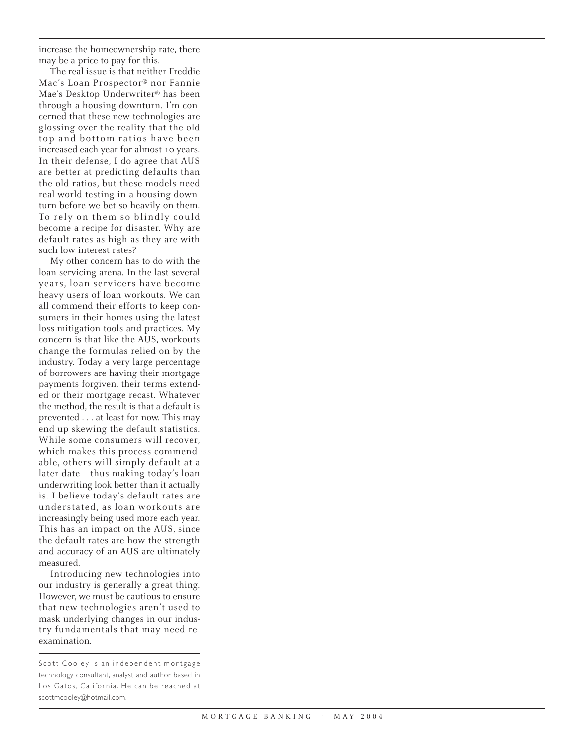increase the homeownership rate, there may be a price to pay for this.

The real issue is that neither Freddie Mac's Loan Prospector® nor Fannie Mae's Desktop Underwriter® has been through a housing downturn. I'm concerned that these new technologies are glossing over the reality that the old top and bottom ratios have been increased each year for almost 10 years. In their defense, I do agree that AUS are better at predicting defaults than the old ratios, but these models need real-world testing in a housing downturn before we bet so heavily on them. To rely on them so blindly could become a recipe for disaster. Why are default rates as high as they are with such low interest rates?

My other concern has to do with the loan servicing arena. In the last several years, loan servicers have become heavy users of loan workouts. We can all commend their efforts to keep consumers in their homes using the latest loss-mitigation tools and practices. My concern is that like the AUS, workouts change the formulas relied on by the industry. Today a very large percentage of borrowers are having their mortgage payments forgiven, their terms extended or their mortgage recast. Whatever the method, the result is that a default is prevented . . . at least for now. This may end up skewing the default statistics. While some consumers will recover, which makes this process commendable, others will simply default at a later date—thus making today's loan underwriting look better than it actually is. I believe today's default rates are understated, as loan workouts are increasingly being used more each year. This has an impact on the AUS, since the default rates are how the strength and accuracy of an AUS are ultimately measured.

Introducing new technologies into our industry is generally a great thing. However, we must be cautious to ensure that new technologies aren't used to mask underlying changes in our industry fundamentals that may need reexamination.

---

Scott Cooley is an independent mortgage technology consultant, analyst and author based in Los Gatos, California. He can be reached at scottmcooley@hotmail.com.